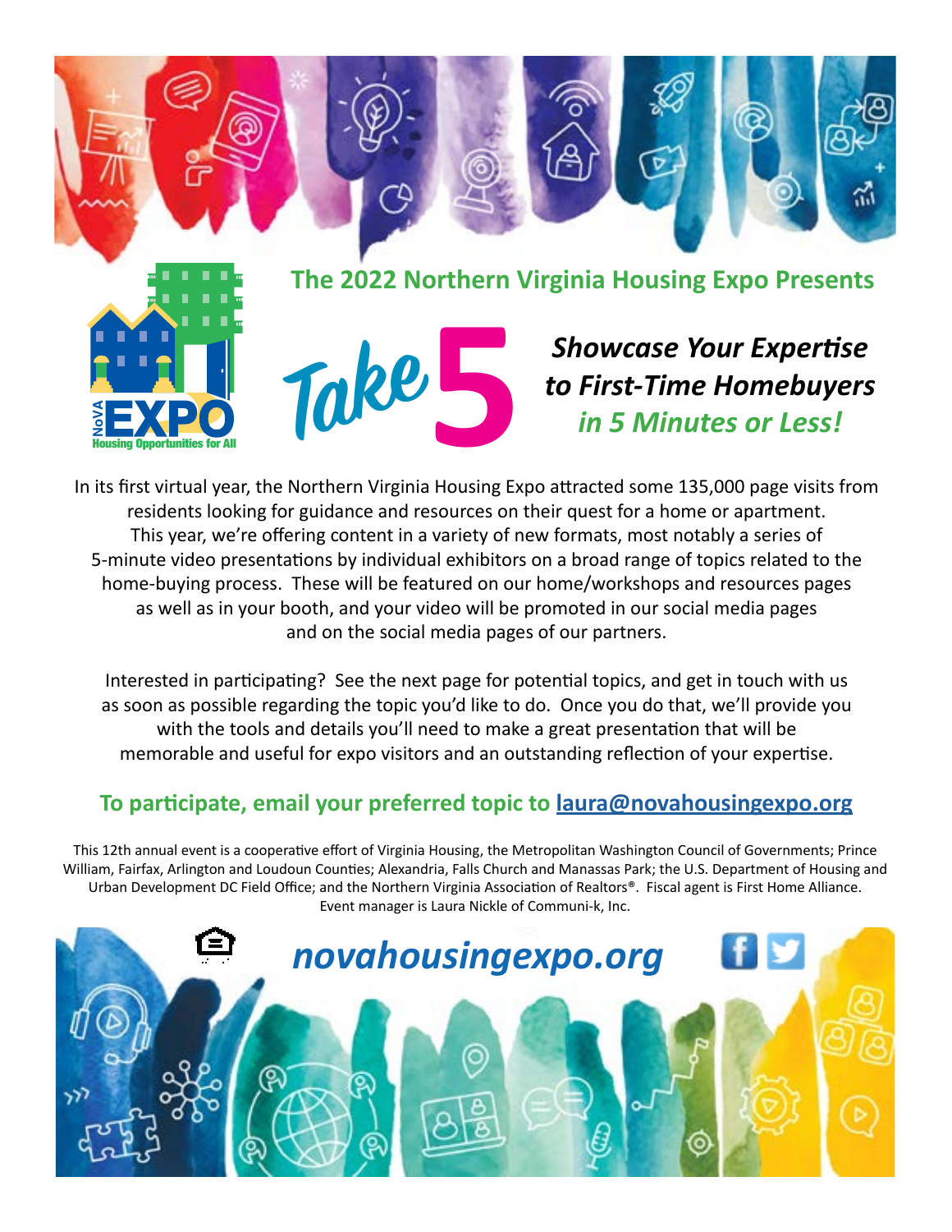NoVA EXPO
Housing Opportunities for All

## The 2022 Northern Virginia Housing Expo Presents

# Take 5

***Showcase Your Expertise to First-Time Homebuyers in 5 Minutes or Less!***

In its first virtual year, the Northern Virginia Housing Expo attracted some 135,000 page visits from residents looking for guidance and resources on their quest for a home or apartment. This year, we're offering content in a variety of new formats, most notably a series of 5-minute video presentations by individual exhibitors on a broad range of topics related to the home-buying process. These will be featured on our home/workshops and resources pages as well as in your booth, and your video will be promoted in our social media pages and on the social media pages of our partners.

Interested in participating? See the next page for potential topics, and get in touch with us as soon as possible regarding the topic you'd like to do. Once you do that, we'll provide you with the tools and details you'll need to make a great presentation that will be memorable and useful for expo visitors and an outstanding reflection of your expertise.

**To participate, email your preferred topic to laura@novahousingexpo.org**

This 12th annual event is a cooperative effort of Virginia Housing, the Metropolitan Washington Council of Governments; Prince William, Fairfax, Arlington and Loudoun Counties; Alexandria, Falls Church and Manassas Park; the U.S. Department of Housing and Urban Development DC Field Office; and the Northern Virginia Association of Realtors®. Fiscal agent is First Home Alliance. Event manager is Laura Nickle of Communi-k, Inc.

***novahousingexpo.org***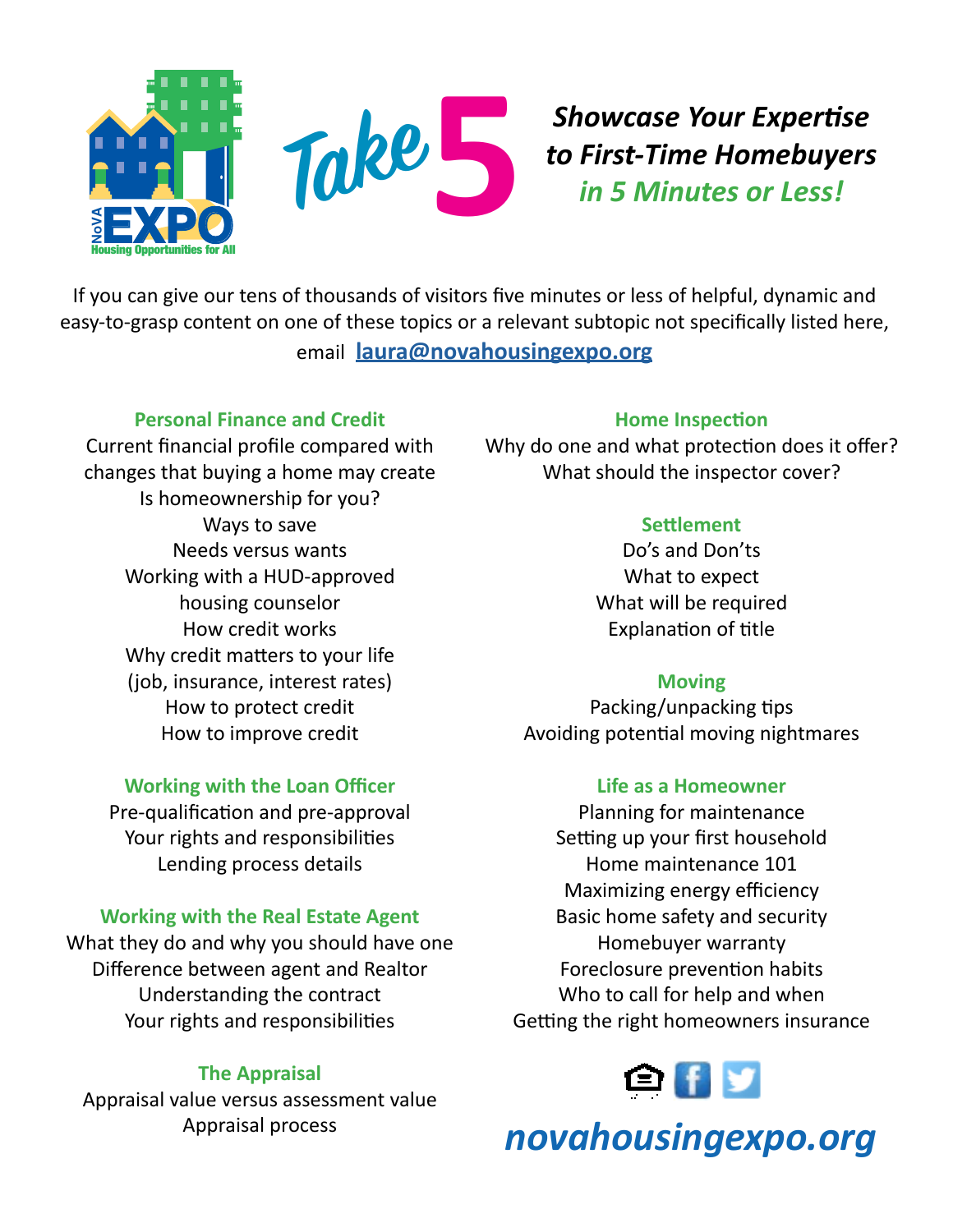NoVA EXPO Housing Opportunities for All

# Take 5

## *Showcase Your Expertise to First-Time Homebuyers in 5 Minutes or Less!*

If you can give our tens of thousands of visitors five minutes or less of helpful, dynamic and easy-to-grasp content on one of these topics or a relevant subtopic not specifically listed here, email **laura@novahousingexpo.org**

### Personal Finance and Credit

Current financial profile compared with changes that buying a home may create
Is homeownership for you?
Ways to save
Needs versus wants
Working with a HUD-approved housing counselor
How credit works
Why credit matters to your life (job, insurance, interest rates)
How to protect credit
How to improve credit

### Working with the Loan Officer

Pre-qualification and pre-approval
Your rights and responsibilities
Lending process details

### Working with the Real Estate Agent

What they do and why you should have one
Difference between agent and Realtor
Understanding the contract
Your rights and responsibilities

### The Appraisal

Appraisal value versus assessment value
Appraisal process

### Home Inspection

Why do one and what protection does it offer?
What should the inspector cover?

### Settlement

Do's and Don'ts
What to expect
What will be required
Explanation of title

### Moving

Packing/unpacking tips
Avoiding potential moving nightmares

### Life as a Homeowner

Planning for maintenance
Setting up your first household
Home maintenance 101
Maximizing energy efficiency
Basic home safety and security
Homebuyer warranty
Foreclosure prevention habits
Who to call for help and when
Getting the right homeowners insurance

***novahousingexpo.org***